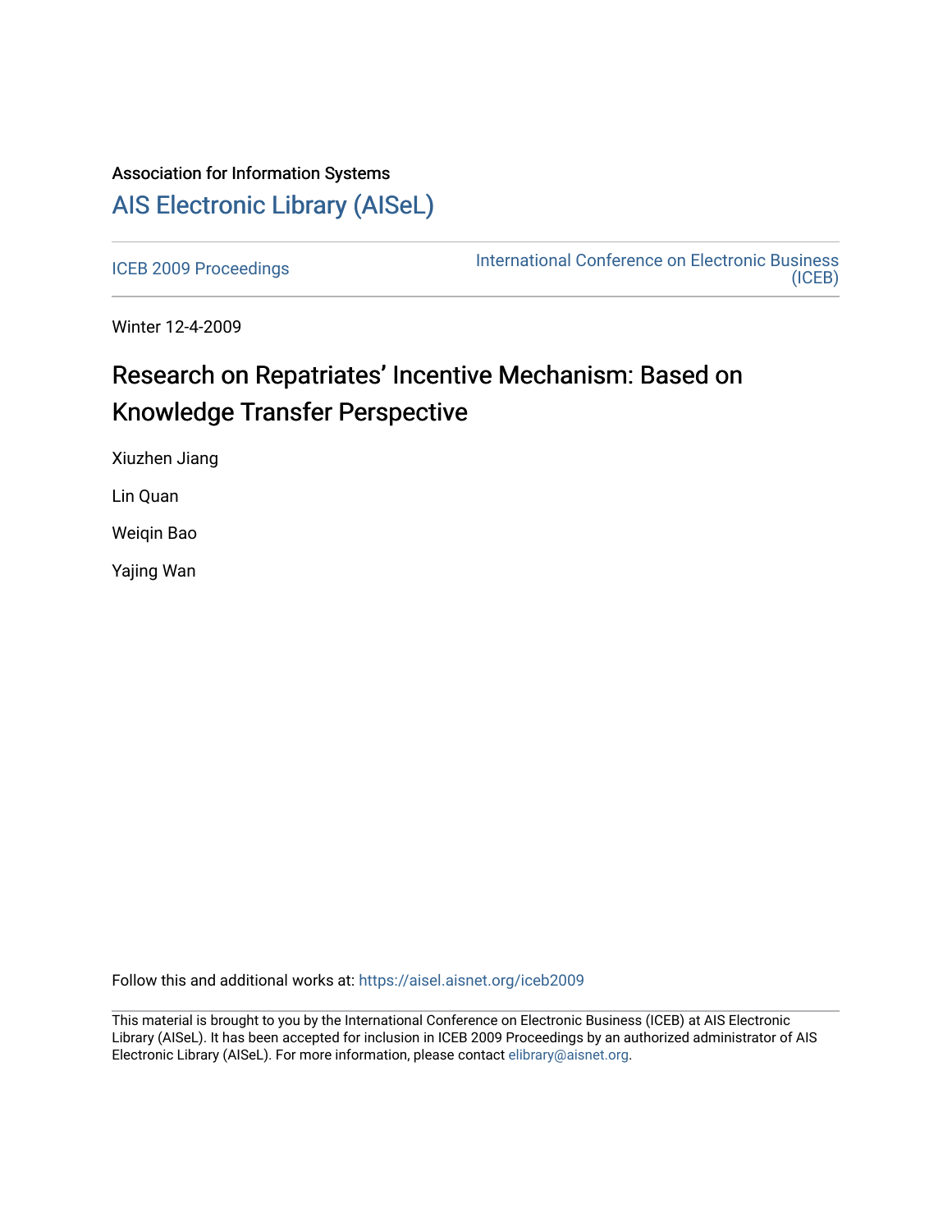Association for Information Systems

# AIS Electronic Library (AISeL)

ICEB 2009 Proceedings

International Conference on Electronic Business (ICEB)

Winter 12-4-2009

# Research on Repatriates' Incentive Mechanism: Based on Knowledge Transfer Perspective

Xiuzhen Jiang

Lin Quan

Weiqin Bao

Yajing Wan

Follow this and additional works at: https://aisel.aisnet.org/iceb2009

This material is brought to you by the International Conference on Electronic Business (ICEB) at AIS Electronic Library (AISeL). It has been accepted for inclusion in ICEB 2009 Proceedings by an authorized administrator of AIS Electronic Library (AISeL). For more information, please contact elibrary@aisnet.org.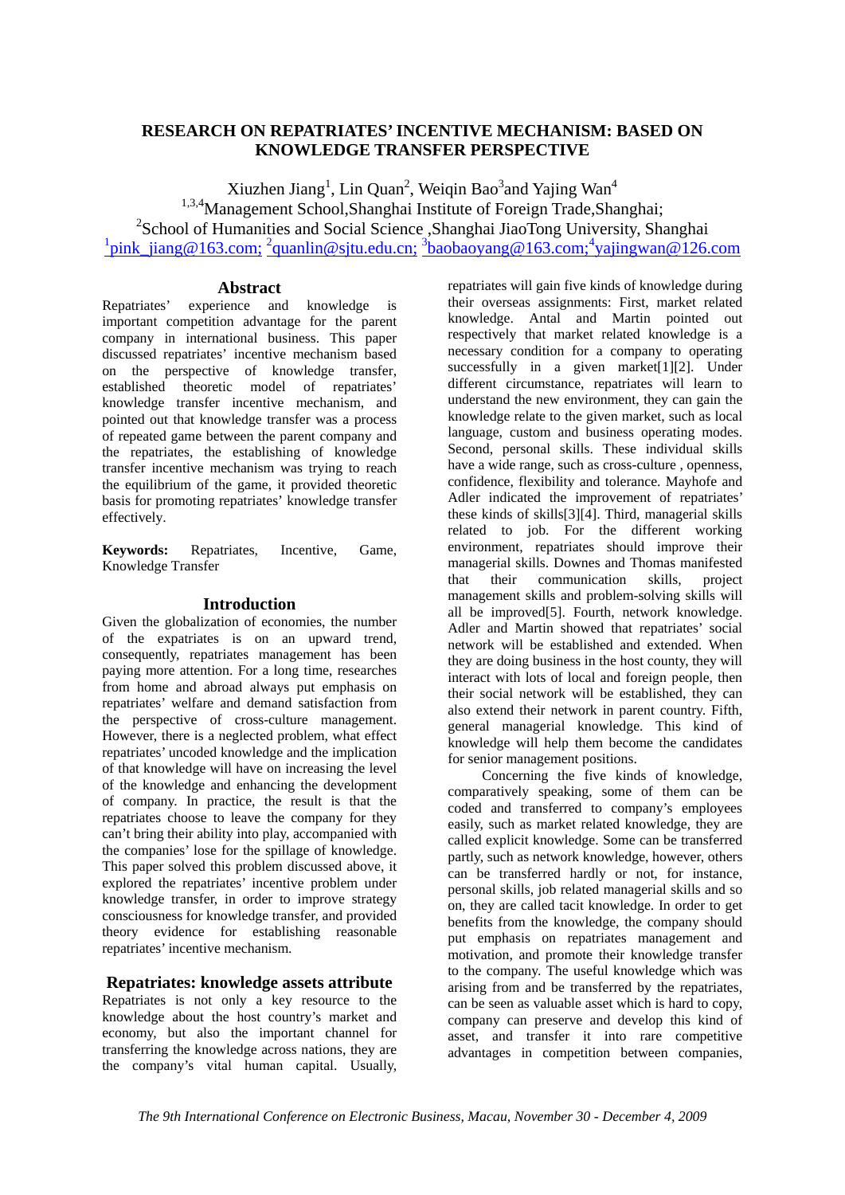# RESEARCH ON REPATRIATES' INCENTIVE MECHANISM: BASED ON KNOWLEDGE TRANSFER PERSPECTIVE

Xiuzhen Jiang[1], Lin Quan[2], Weiqin Bao[3] and Yajing Wan[4]

[1,3,4]Management School,Shanghai Institute of Foreign Trade,Shanghai;
[2]School of Humanities and Social Science ,Shanghai JiaoTong University, Shanghai
[1]pink_jiang@163.com; [2]quanlin@sjtu.edu.cn; [3]baobaoyang@163.com; [4]yajingwan@126.com

## Abstract

Repatriates' experience and knowledge is important competition advantage for the parent company in international business. This paper discussed repatriates' incentive mechanism based on the perspective of knowledge transfer, established theoretic model of repatriates' knowledge transfer incentive mechanism, and pointed out that knowledge transfer was a process of repeated game between the parent company and the repatriates, the establishing of knowledge transfer incentive mechanism was trying to reach the equilibrium of the game, it provided theoretic basis for promoting repatriates' knowledge transfer effectively.

**Keywords:** Repatriates, Incentive, Game, Knowledge Transfer

## Introduction

Given the globalization of economies, the number of the expatriates is on an upward trend, consequently, repatriates management has been paying more attention. For a long time, researches from home and abroad always put emphasis on repatriates' welfare and demand satisfaction from the perspective of cross-culture management. However, there is a neglected problem, what effect repatriates' uncoded knowledge and the implication of that knowledge will have on increasing the level of the knowledge and enhancing the development of company. In practice, the result is that the repatriates choose to leave the company for they can't bring their ability into play, accompanied with the companies' lose for the spillage of knowledge. This paper solved this problem discussed above, it explored the repatriates' incentive problem under knowledge transfer, in order to improve strategy consciousness for knowledge transfer, and provided theory evidence for establishing reasonable repatriates' incentive mechanism.

## Repatriates: knowledge assets attribute

Repatriates is not only a key resource to the knowledge about the host country's market and economy, but also the important channel for transferring the knowledge across nations, they are the company's vital human capital. Usually, repatriates will gain five kinds of knowledge during their overseas assignments: First, market related knowledge. Antal and Martin pointed out respectively that market related knowledge is a necessary condition for a company to operating successfully in a given market[1][2]. Under different circumstance, repatriates will learn to understand the new environment, they can gain the knowledge relate to the given market, such as local language, custom and business operating modes. Second, personal skills. These individual skills have a wide range, such as cross-culture , openness, confidence, flexibility and tolerance. Mayhofe and Adler indicated the improvement of repatriates' these kinds of skills[3][4]. Third, managerial skills related to job. For the different working environment, repatriates should improve their managerial skills. Downes and Thomas manifested that their communication skills, project management skills and problem-solving skills will all be improved[5]. Fourth, network knowledge. Adler and Martin showed that repatriates' social network will be established and extended. When they are doing business in the host county, they will interact with lots of local and foreign people, then their social network will be established, they can also extend their network in parent country. Fifth, general managerial knowledge. This kind of knowledge will help them become the candidates for senior management positions.

Concerning the five kinds of knowledge, comparatively speaking, some of them can be coded and transferred to company's employees easily, such as market related knowledge, they are called explicit knowledge. Some can be transferred partly, such as network knowledge, however, others can be transferred hardly or not, for instance, personal skills, job related managerial skills and so on, they are called tacit knowledge. In order to get benefits from the knowledge, the company should put emphasis on repatriates management and motivation, and promote their knowledge transfer to the company. The useful knowledge which was arising from and be transferred by the repatriates, can be seen as valuable asset which is hard to copy, company can preserve and develop this kind of asset, and transfer it into rare competitive advantages in competition between companies,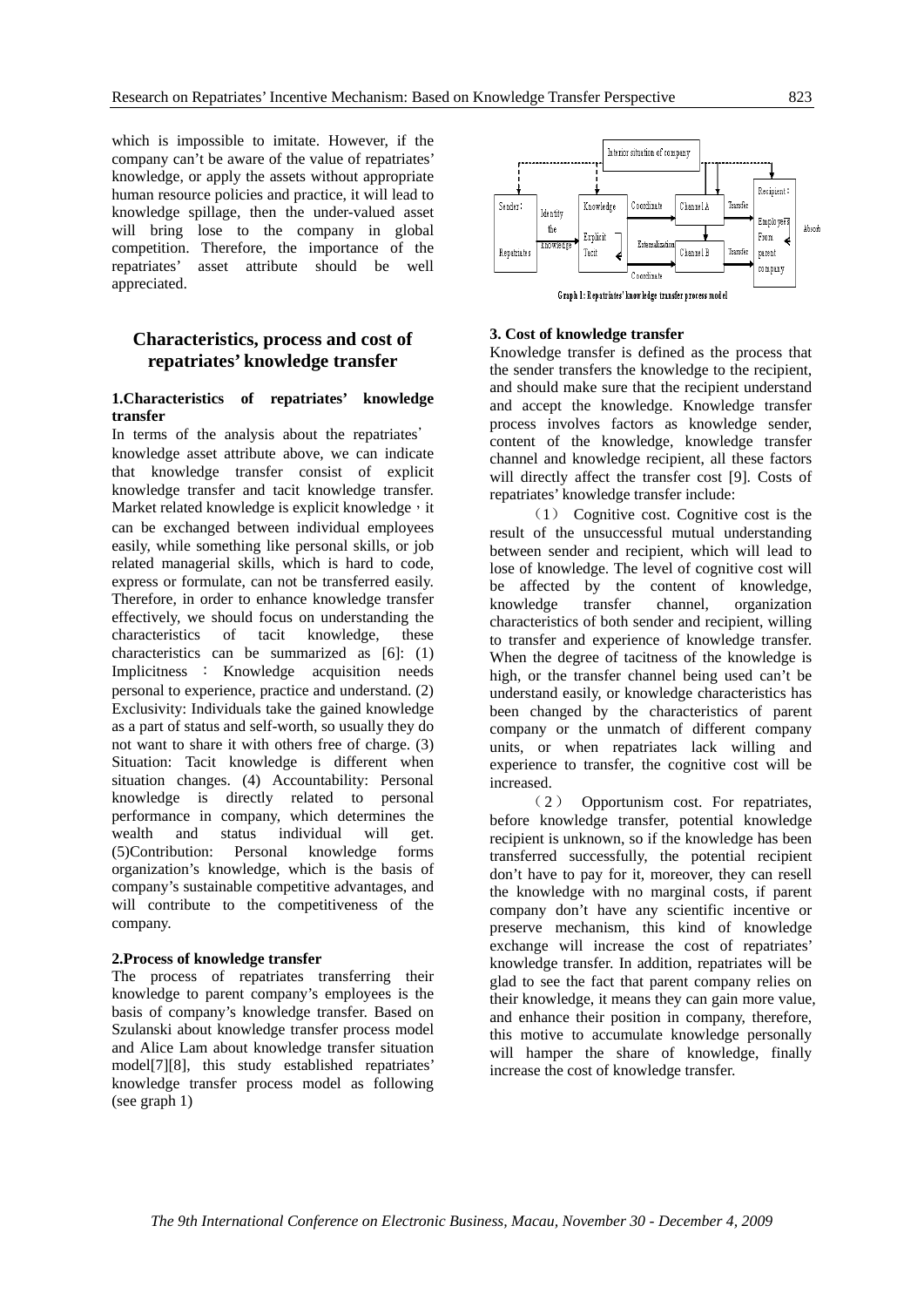which is impossible to imitate. However, if the company can't be aware of the value of repatriates' knowledge, or apply the assets without appropriate human resource policies and practice, it will lead to knowledge spillage, then the under-valued asset will bring lose to the company in global competition. Therefore, the importance of the repatriates' asset attribute should be well appreciated.

## Characteristics, process and cost of repatriates' knowledge transfer

### 1.Characteristics of repatriates' knowledge transfer

In terms of the analysis about the repatriates' knowledge asset attribute above, we can indicate that knowledge transfer consist of explicit knowledge transfer and tacit knowledge transfer. Market related knowledge is explicit knowledge，it can be exchanged between individual employees easily, while something like personal skills, or job related managerial skills, which is hard to code, express or formulate, can not be transferred easily. Therefore, in order to enhance knowledge transfer effectively, we should focus on understanding the characteristics of tacit knowledge, these characteristics can be summarized as [6]: (1) Implicitness：Knowledge acquisition needs personal to experience, practice and understand. (2) Exclusivity: Individuals take the gained knowledge as a part of status and self-worth, so usually they do not want to share it with others free of charge. (3) Situation: Tacit knowledge is different when situation changes. (4) Accountability: Personal knowledge is directly related to personal performance in company, which determines the wealth and status individual will get. (5)Contribution: Personal knowledge forms organization's knowledge, which is the basis of company's sustainable competitive advantages, and will contribute to the competitiveness of the company.

### 2.Process of knowledge transfer

The process of repatriates transferring their knowledge to parent company's employees is the basis of company's knowledge transfer. Based on Szulanski about knowledge transfer process model and Alice Lam about knowledge transfer situation model[7][8], this study established repatriates' knowledge transfer process model as following (see graph 1)

Graph 1: Repatriates' knowledge transfer process model

### 3. Cost of knowledge transfer

Knowledge transfer is defined as the process that the sender transfers the knowledge to the recipient, and should make sure that the recipient understand and accept the knowledge. Knowledge transfer process involves factors as knowledge sender, content of the knowledge, knowledge transfer channel and knowledge recipient, all these factors will directly affect the transfer cost [9]. Costs of repatriates' knowledge transfer include:

（1） Cognitive cost. Cognitive cost is the result of the unsuccessful mutual understanding between sender and recipient, which will lead to lose of knowledge. The level of cognitive cost will be affected by the content of knowledge, knowledge transfer channel, organization characteristics of both sender and recipient, willing to transfer and experience of knowledge transfer. When the degree of tacitness of the knowledge is high, or the transfer channel being used can't be understand easily, or knowledge characteristics has been changed by the characteristics of parent company or the unmatch of different company units, or when repatriates lack willing and experience to transfer, the cognitive cost will be increased.

（2） Opportunism cost. For repatriates, before knowledge transfer, potential knowledge recipient is unknown, so if the knowledge has been transferred successfully, the potential recipient don't have to pay for it, moreover, they can resell the knowledge with no marginal costs, if parent company don't have any scientific incentive or preserve mechanism, this kind of knowledge exchange will increase the cost of repatriates' knowledge transfer. In addition, repatriates will be glad to see the fact that parent company relies on their knowledge, it means they can gain more value, and enhance their position in company, therefore, this motive to accumulate knowledge personally will hamper the share of knowledge, finally increase the cost of knowledge transfer.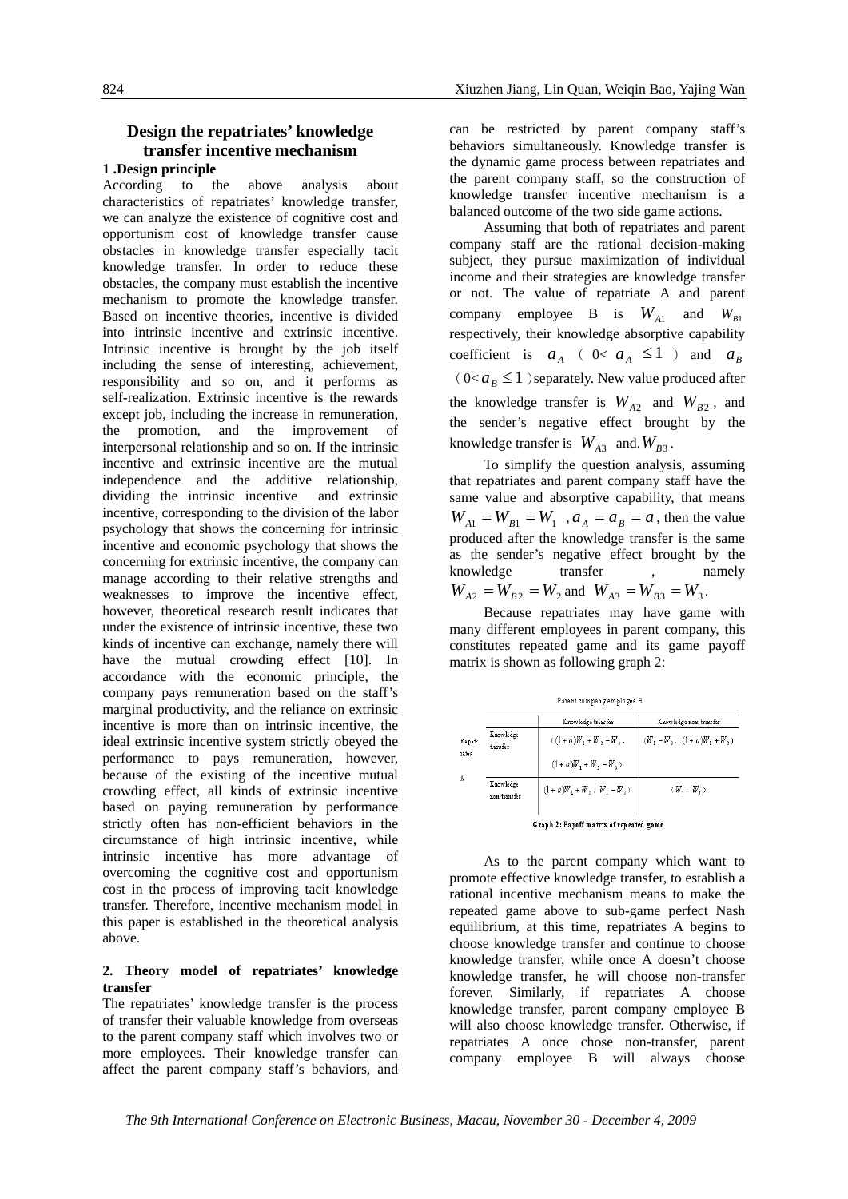## Design the repatriates' knowledge transfer incentive mechanism

### 1 .Design principle

According to the above analysis about characteristics of repatriates' knowledge transfer, we can analyze the existence of cognitive cost and opportunism cost of knowledge transfer cause obstacles in knowledge transfer especially tacit knowledge transfer. In order to reduce these obstacles, the company must establish the incentive mechanism to promote the knowledge transfer. Based on incentive theories, incentive is divided into intrinsic incentive and extrinsic incentive. Intrinsic incentive is brought by the job itself including the sense of interesting, achievement, responsibility and so on, and it performs as self-realization. Extrinsic incentive is the rewards except job, including the increase in remuneration, the promotion, and the improvement of interpersonal relationship and so on. If the intrinsic incentive and extrinsic incentive are the mutual independence and the additive relationship, dividing the intrinsic incentive and extrinsic incentive, corresponding to the division of the labor psychology that shows the concerning for intrinsic incentive and economic psychology that shows the concerning for extrinsic incentive, the company can manage according to their relative strengths and weaknesses to improve the incentive effect, however, theoretical research result indicates that under the existence of intrinsic incentive, these two kinds of incentive can exchange, namely there will have the mutual crowding effect [10]. In accordance with the economic principle, the company pays remuneration based on the staff's marginal productivity, and the reliance on extrinsic incentive is more than on intrinsic incentive, the ideal extrinsic incentive system strictly obeyed the performance to pays remuneration, however, because of the existing of the incentive mutual crowding effect, all kinds of extrinsic incentive based on paying remuneration by performance strictly often has non-efficient behaviors in the circumstance of high intrinsic incentive, while intrinsic incentive has more advantage of overcoming the cognitive cost and opportunism cost in the process of improving tacit knowledge transfer. Therefore, incentive mechanism model in this paper is established in the theoretical analysis above.

### 2. Theory model of repatriates' knowledge transfer

The repatriates' knowledge transfer is the process of transfer their valuable knowledge from overseas to the parent company staff which involves two or more employees. Their knowledge transfer can affect the parent company staff's behaviors, and can be restricted by parent company staff's behaviors simultaneously. Knowledge transfer is the dynamic game process between repatriates and the parent company staff, so the construction of knowledge transfer incentive mechanism is a balanced outcome of the two side game actions.

Assuming that both of repatriates and parent company staff are the rational decision-making subject, they pursue maximization of individual income and their strategies are knowledge transfer or not. The value of repatriate A and parent company employee B is $W_{A1}$ and $W_{B1}$ respectively, their knowledge absorptive capability coefficient is $a_A$ ( $0< a_A \le 1$ ) and $a_B$ ( $0< a_B \le 1$ ) separately. New value produced after the knowledge transfer is $W_{A2}$ and $W_{B2}$, and the sender's negative effect brought by the knowledge transfer is $W_{A3}$ and. $W_{B3}$.

To simplify the question analysis, assuming that repatriates and parent company staff have the same value and absorptive capability, that means $W_{A1} = W_{B1} = W_1$ , $a_A = a_B = a$, then the value produced after the knowledge transfer is the same as the sender's negative effect brought by the knowledge transfer, namely $W_{A2} = W_{B2} = W_2$ and $W_{A3} = W_{B3} = W_3$.

Because repatriates may have game with many different employees in parent company, this constitutes repeated game and its game payoff matrix is shown as following graph 2:

| | | Parent company employee B | |
|---|---|---|---|
| | | Knowledge transfer | Knowledge non-transfer |
| Repatriates A | Knowledge transfer | ( $(1+a)W_1 + W_2 - W_3$ , $(1+a)W_1 + W_2 - W_3$ ) | ( $W_1 - W_3$ , $(1+a)W_1 + W_2$ ) |
| | Knowledge non-transfer | ( $(1+a)W_1 + W_2$ , $W_1 - W_3$ ) | ( $W_1$ , $W_1$ ) |

Graph 2: Payoff matrix of repeated game

As to the parent company which want to promote effective knowledge transfer, to establish a rational incentive mechanism means to make the repeated game above to sub-game perfect Nash equilibrium, at this time, repatriates A begins to choose knowledge transfer and continue to choose knowledge transfer, while once A doesn't choose knowledge transfer, he will choose non-transfer forever. Similarly, if repatriates A choose knowledge transfer, parent company employee B will also choose knowledge transfer. Otherwise, if repatriates A once chose non-transfer, parent company employee B will always choose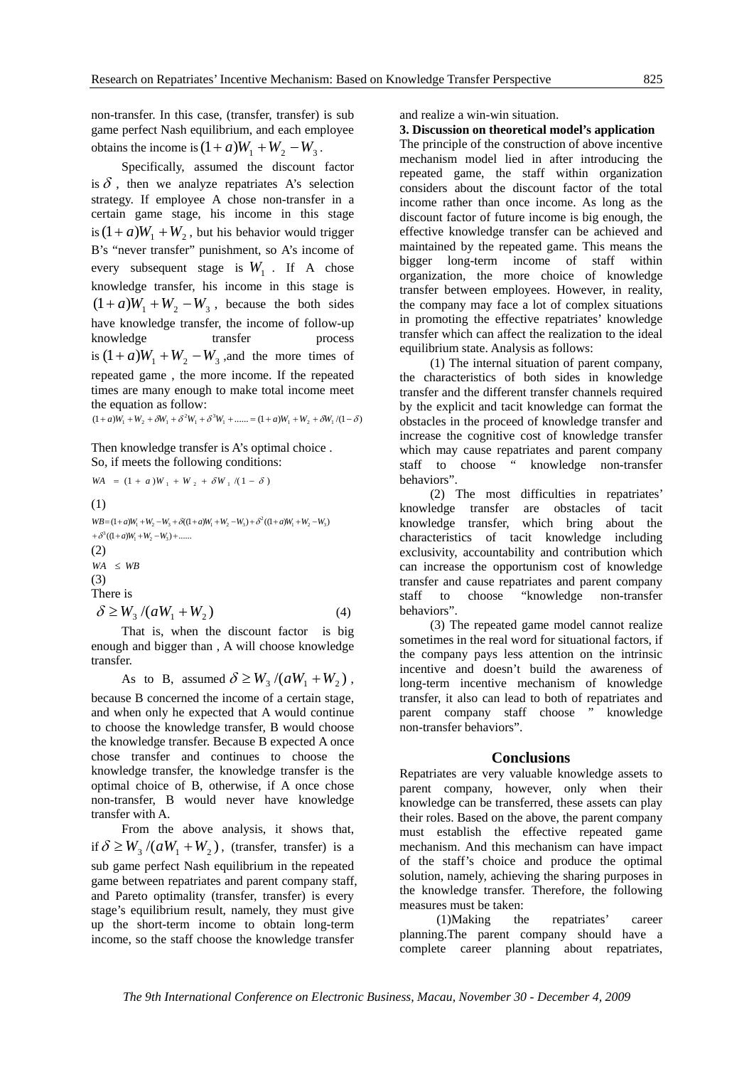non-transfer. In this case, (transfer, transfer) is sub game perfect Nash equilibrium, and each employee obtains the income is $(1+a)W_1 + W_2 - W_3$.

Specifically, assumed the discount factor is $\delta$, then we analyze repatriates A's selection strategy. If employee A chose non-transfer in a certain game stage, his income in this stage is $(1+a)W_1 + W_2$, but his behavior would trigger B's "never transfer" punishment, so A's income of every subsequent stage is $W_1$. If A chose knowledge transfer, his income in this stage is $(1+a)W_1 + W_2 - W_3$, because the both sides have knowledge transfer, the income of follow-up knowledge transfer process is $(1+a)W_1 + W_2 - W_3$, and the more times of repeated game, the more income. If the repeated times are many enough to make total income meet the equation as follow:

$$(1+a)W_1 + W_2 + \delta W_1 + \delta^2 W_1 + \delta^3 W_1 + \ldots\ldots = (1+a)W_1 + W_2 + \delta W_1/(1-\delta)$$

Then knowledge transfer is A's optimal choice. So, if meets the following conditions:

$$WA = (1+a)W_1 + W_2 + \delta W_1/(1-\delta) \quad (1)$$

$$WB = (1+a)W_1 + W_2 - W_3 + \delta((1+a)W_1 + W_2 - W_3) + \delta^2((1+a)W_1 + W_2 - W_3) + \delta^3((1+a)W_1 + W_2 - W_3) + \ldots\ldots \quad (2)$$

$$WA \leq WB \quad (3)$$

There is

$$\delta \geq W_3/(aW_1 + W_2) \quad (4)$$

That is, when the discount factor is big enough and bigger than, A will choose knowledge transfer.

As to B, assumed $\delta \geq W_3/(aW_1 + W_2)$, because B concerned the income of a certain stage, and when only he expected that A would continue to choose the knowledge transfer, B would choose the knowledge transfer. Because B expected A once chose transfer and continues to choose the knowledge transfer, the knowledge transfer is the optimal choice of B, otherwise, if A once chose non-transfer, B would never have knowledge transfer with A.

From the above analysis, it shows that, if $\delta \geq W_3/(aW_1 + W_2)$, (transfer, transfer) is a sub game perfect Nash equilibrium in the repeated game between repatriates and parent company staff, and Pareto optimality (transfer, transfer) is every stage's equilibrium result, namely, they must give up the short-term income to obtain long-term income, so the staff choose the knowledge transfer and realize a win-win situation.

**3. Discussion on theoretical model's application**

The principle of the construction of above incentive mechanism model lied in after introducing the repeated game, the staff within organization considers about the discount factor of the total income rather than once income. As long as the discount factor of future income is big enough, the effective knowledge transfer can be achieved and maintained by the repeated game. This means the bigger long-term income of staff within organization, the more choice of knowledge transfer between employees. However, in reality, the company may face a lot of complex situations in promoting the effective repatriates' knowledge transfer which can affect the realization to the ideal equilibrium state. Analysis as follows:

(1) The internal situation of parent company, the characteristics of both sides in knowledge transfer and the different transfer channels required by the explicit and tacit knowledge can format the obstacles in the proceed of knowledge transfer and increase the cognitive cost of knowledge transfer which may cause repatriates and parent company staff to choose " knowledge non-transfer behaviors".

(2) The most difficulties in repatriates' knowledge transfer are obstacles of tacit knowledge transfer, which bring about the characteristics of tacit knowledge including exclusivity, accountability and contribution which can increase the opportunism cost of knowledge transfer and cause repatriates and parent company staff to choose "knowledge non-transfer behaviors".

(3) The repeated game model cannot realize sometimes in the real word for situational factors, if the company pays less attention on the intrinsic incentive and doesn't build the awareness of long-term incentive mechanism of knowledge transfer, it also can lead to both of repatriates and parent company staff choose " knowledge non-transfer behaviors".

## Conclusions

Repatriates are very valuable knowledge assets to parent company, however, only when their knowledge can be transferred, these assets can play their roles. Based on the above, the parent company must establish the effective repeated game mechanism. And this mechanism can have impact of the staff's choice and produce the optimal solution, namely, achieving the sharing purposes in the knowledge transfer. Therefore, the following measures must be taken:

(1)Making the repatriates' career planning.The parent company should have a complete career planning about repatriates,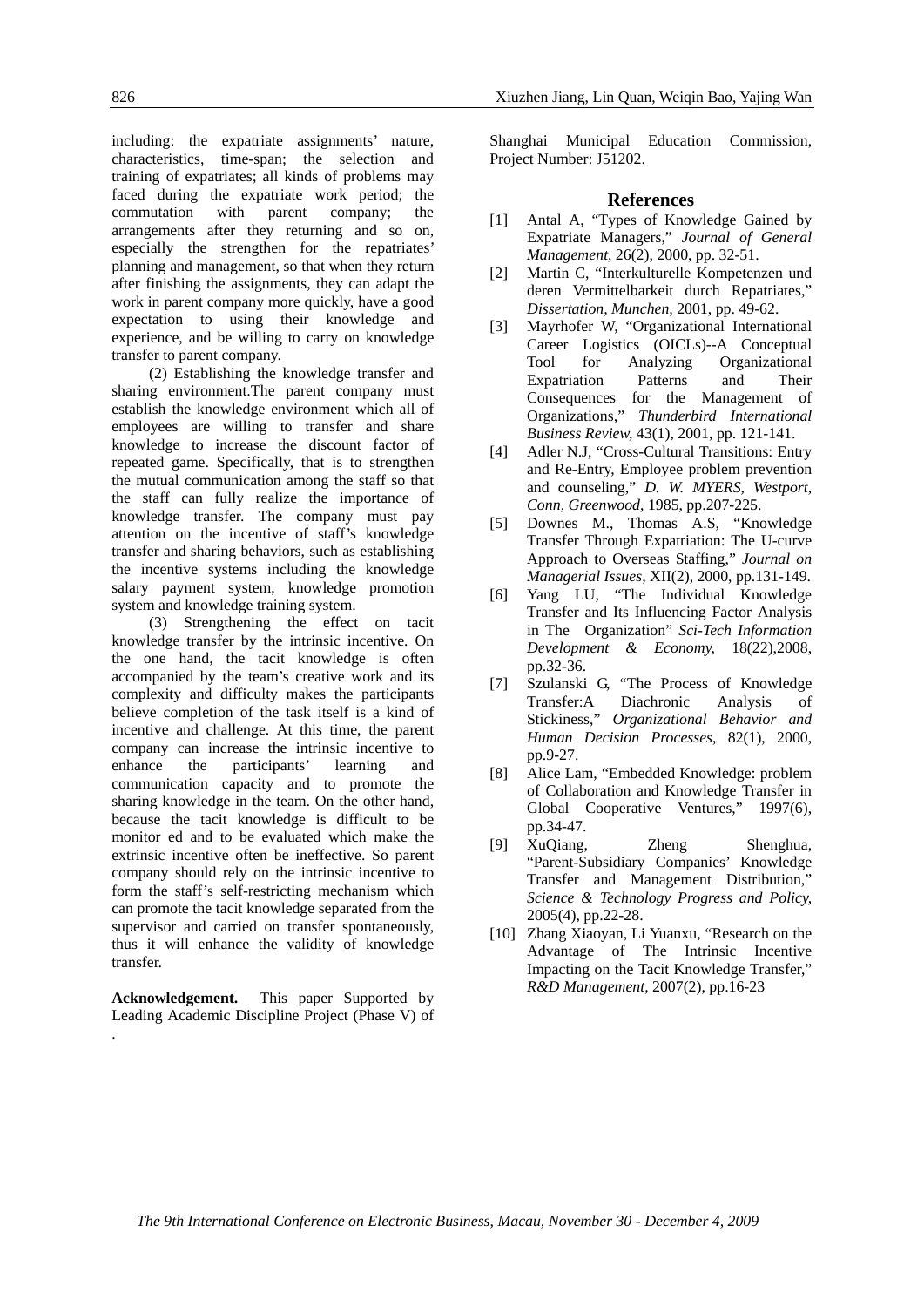including: the expatriate assignments' nature, characteristics, time-span; the selection and training of expatriates; all kinds of problems may faced during the expatriate work period; the commutation with parent company; the arrangements after they returning and so on, especially the strengthen for the repatriates' planning and management, so that when they return after finishing the assignments, they can adapt the work in parent company more quickly, have a good expectation to using their knowledge and experience, and be willing to carry on knowledge transfer to parent company.

(2) Establishing the knowledge transfer and sharing environment.The parent company must establish the knowledge environment which all of employees are willing to transfer and share knowledge to increase the discount factor of repeated game. Specifically, that is to strengthen the mutual communication among the staff so that the staff can fully realize the importance of knowledge transfer. The company must pay attention on the incentive of staff's knowledge transfer and sharing behaviors, such as establishing the incentive systems including the knowledge salary payment system, knowledge promotion system and knowledge training system.

(3) Strengthening the effect on tacit knowledge transfer by the intrinsic incentive. On the one hand, the tacit knowledge is often accompanied by the team's creative work and its complexity and difficulty makes the participants believe completion of the task itself is a kind of incentive and challenge. At this time, the parent company can increase the intrinsic incentive to enhance the participants' learning and communication capacity and to promote the sharing knowledge in the team. On the other hand, because the tacit knowledge is difficult to be monitor ed and to be evaluated which make the extrinsic incentive often be ineffective. So parent company should rely on the intrinsic incentive to form the staff's self-restricting mechanism which can promote the tacit knowledge separated from the supervisor and carried on transfer spontaneously, thus it will enhance the validity of knowledge transfer.

**Acknowledgement.** This paper Supported by Leading Academic Discipline Project (Phase V) of Shanghai Municipal Education Commission, Project Number: J51202.

## References

[1] Antal A, "Types of Knowledge Gained by Expatriate Managers," *Journal of General Management*, 26(2), 2000, pp. 32-51.

[2] Martin C, "Interkulturelle Kompetenzen und deren Vermittelbarkeit durch Repatriates," *Dissertation, Munchen*, 2001, pp. 49-62.

[3] Mayrhofer W, "Organizational International Career Logistics (OICLs)--A Conceptual Tool for Analyzing Organizational Expatriation Patterns and Their Consequences for the Management of Organizations," *Thunderbird International Business Review*, 43(1), 2001, pp. 121-141.

[4] Adler N.J, "Cross-Cultural Transitions: Entry and Re-Entry, Employee problem prevention and counseling," *D. W. MYERS, Westport, Conn, Greenwood*, 1985, pp.207-225.

[5] Downes M., Thomas A.S, "Knowledge Transfer Through Expatriation: The U-curve Approach to Overseas Staffing," *Journal on Managerial Issues*, XII(2), 2000, pp.131-149.

[6] Yang LU, "The Individual Knowledge Transfer and Its Influencing Factor Analysis in The Organization" *Sci-Tech Information Development & Economy*, 18(22),2008, pp.32-36.

[7] Szulanski G, "The Process of Knowledge Transfer:A Diachronic Analysis of Stickiness," *Organizational Behavior and Human Decision Processes*, 82(1), 2000, pp.9-27.

[8] Alice Lam, "Embedded Knowledge: problem of Collaboration and Knowledge Transfer in Global Cooperative Ventures," 1997(6), pp.34-47.

[9] XuQiang, Zheng Shenghua, "Parent-Subsidiary Companies' Knowledge Transfer and Management Distribution," *Science & Technology Progress and Policy*, 2005(4), pp.22-28.

[10] Zhang Xiaoyan, Li Yuanxu, "Research on the Advantage of The Intrinsic Incentive Impacting on the Tacit Knowledge Transfer," *R&D Management*, 2007(2), pp.16-23